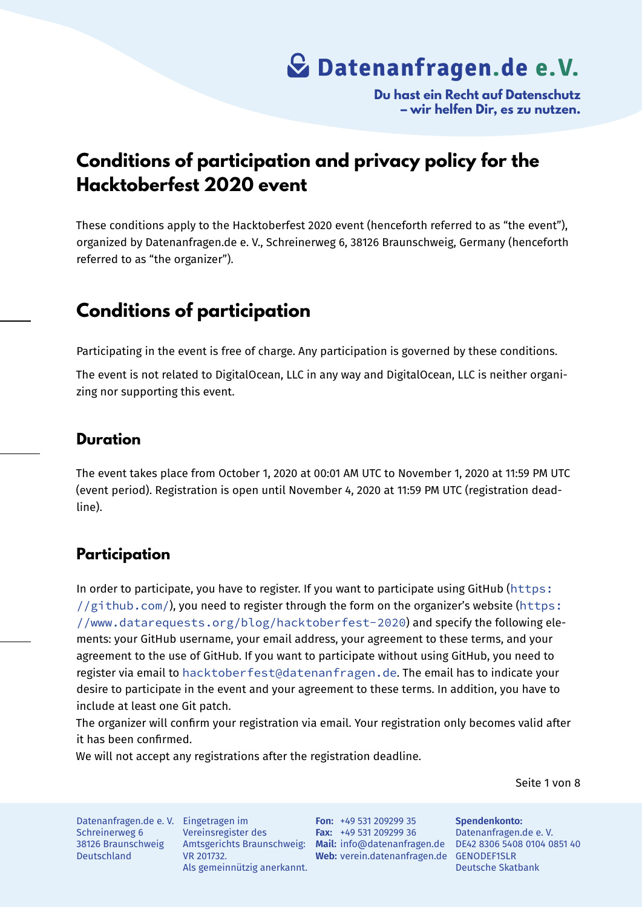Datenanfragen.de e.V.

**Du hast ein Recht auf Datenschutz – wir helfen Dir, es zu nutzen.**

# Conditions of participation and privacy policy for the Hacktoberfest 2020 event

These conditions apply to the Hacktoberfest 2020 event (henceforth referred to as "the event"), organized by Datenanfragen.de e. V., Schreinerweg 6, 38126 Braunschweig, Germany (henceforth referred to as "the organizer").

## Conditions of participation

Participating in the event is free of charge. Any participation is governed by these conditions.

The event is not related to DigitalOcean, LLC in any way and DigitalOcean, LLC is neither organizing nor supporting this event.

### Duration

The event takes place from October 1, 2020 at 00:01 AM UTC to November 1, 2020 at 11:59 PM UTC (event period). Registration is open until November 4, 2020 at 11:59 PM UTC (registration deadline).

### Participation

In order to participate, you have to register. If you want to participate using GitHub (`https://github.com/`), you need to register through the form on the organizer's website (`https://www.datarequests.org/blog/hacktoberfest-2020`) and specify the following elements: your GitHub username, your email address, your agreement to these terms, and your agreement to the use of GitHub. If you want to participate without using GitHub, you need to register via email to `hacktoberfest@datenanfragen.de`. The email has to indicate your desire to participate in the event and your agreement to these terms. In addition, you have to include at least one Git patch.

The organizer will confirm your registration via email. Your registration only becomes valid after it has been confirmed.

We will not accept any registrations after the registration deadline.

Datenanfragen.de e. V.
Schreinerweg 6
38126 Braunschweig
Deutschland

Eingetragen im Vereinsregister des Amtsgerichts Braunschweig: VR 201732.
Als gemeinnützig anerkannt.

**Fon:** +49 531 209299 35
**Fax:** +49 531 209299 36
**Mail:** info@datenanfragen.de
**Web:** verein.datenanfragen.de

**Spendenkonto:**
Datenanfragen.de e. V.
DE42 8306 5408 0104 0851 40
GENODEF1SLR
Deutsche Skatbank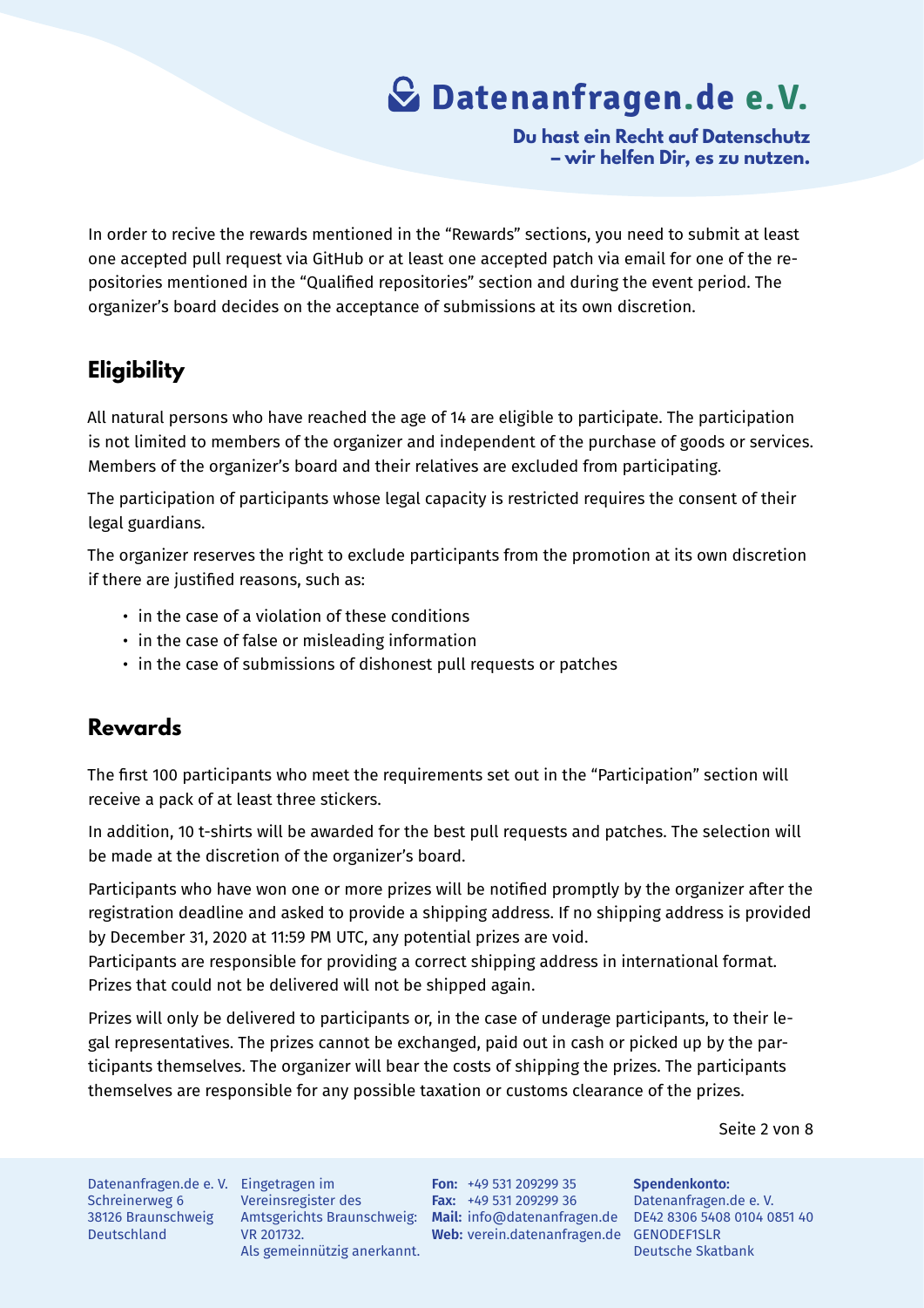In order to recive the rewards mentioned in the “Rewards” sections, you need to submit at least one accepted pull request via GitHub or at least one accepted patch via email for one of the repositories mentioned in the “Qualified repositories” section and during the event period. The organizer’s board decides on the acceptance of submissions at its own discretion.

## Eligibility

All natural persons who have reached the age of 14 are eligible to participate. The participation is not limited to members of the organizer and independent of the purchase of goods or services. Members of the organizer’s board and their relatives are excluded from participating.

The participation of participants whose legal capacity is restricted requires the consent of their legal guardians.

The organizer reserves the right to exclude participants from the promotion at its own discretion if there are justified reasons, such as:

- in the case of a violation of these conditions
- in the case of false or misleading information
- in the case of submissions of dishonest pull requests or patches

## Rewards

The first 100 participants who meet the requirements set out in the “Participation” section will receive a pack of at least three stickers.

In addition, 10 t-shirts will be awarded for the best pull requests and patches. The selection will be made at the discretion of the organizer’s board.

Participants who have won one or more prizes will be notified promptly by the organizer after the registration deadline and asked to provide a shipping address. If no shipping address is provided by December 31, 2020 at 11:59 PM UTC, any potential prizes are void.
Participants are responsible for providing a correct shipping address in international format. Prizes that could not be delivered will not be shipped again.

Prizes will only be delivered to participants or, in the case of underage participants, to their legal representatives. The prizes cannot be exchanged, paid out in cash or picked up by the participants themselves. The organizer will bear the costs of shipping the prizes. The participants themselves are responsible for any possible taxation or customs clearance of the prizes.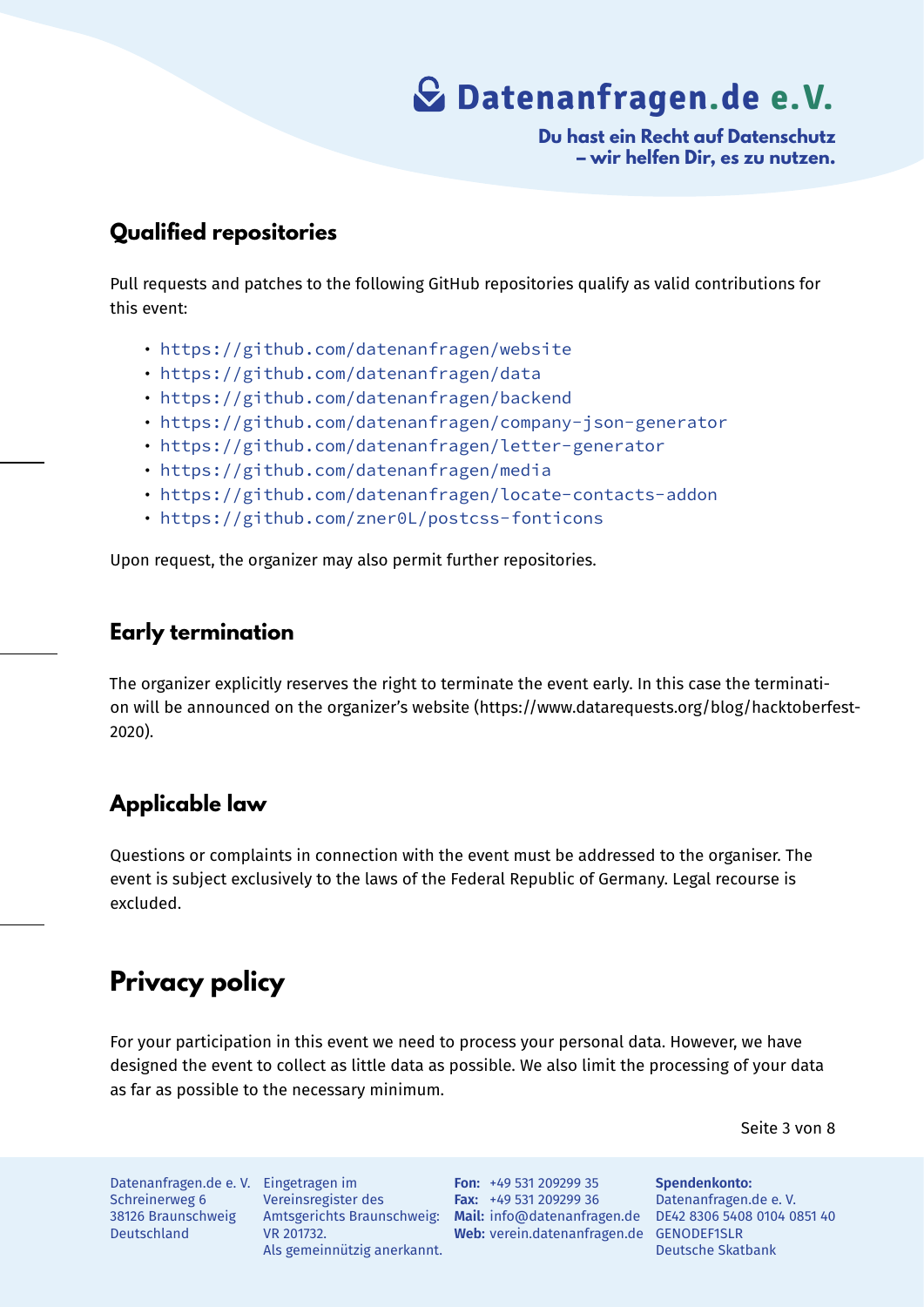## Qualified repositories

Pull requests and patches to the following GitHub repositories qualify as valid contributions for this event:

- https://github.com/datenanfragen/website
- https://github.com/datenanfragen/data
- https://github.com/datenanfragen/backend
- https://github.com/datenanfragen/company-json-generator
- https://github.com/datenanfragen/letter-generator
- https://github.com/datenanfragen/media
- https://github.com/datenanfragen/locate-contacts-addon
- https://github.com/zner0L/postcss-fonticons

Upon request, the organizer may also permit further repositories.

## Early termination

The organizer explicitly reserves the right to terminate the event early. In this case the termination will be announced on the organizer's website (https://www.datarequests.org/blog/hacktoberfest-2020).

## Applicable law

Questions or complaints in connection with the event must be addressed to the organiser. The event is subject exclusively to the laws of the Federal Republic of Germany. Legal recourse is excluded.

# Privacy policy

For your participation in this event we need to process your personal data. However, we have designed the event to collect as little data as possible. We also limit the processing of your data as far as possible to the necessary minimum.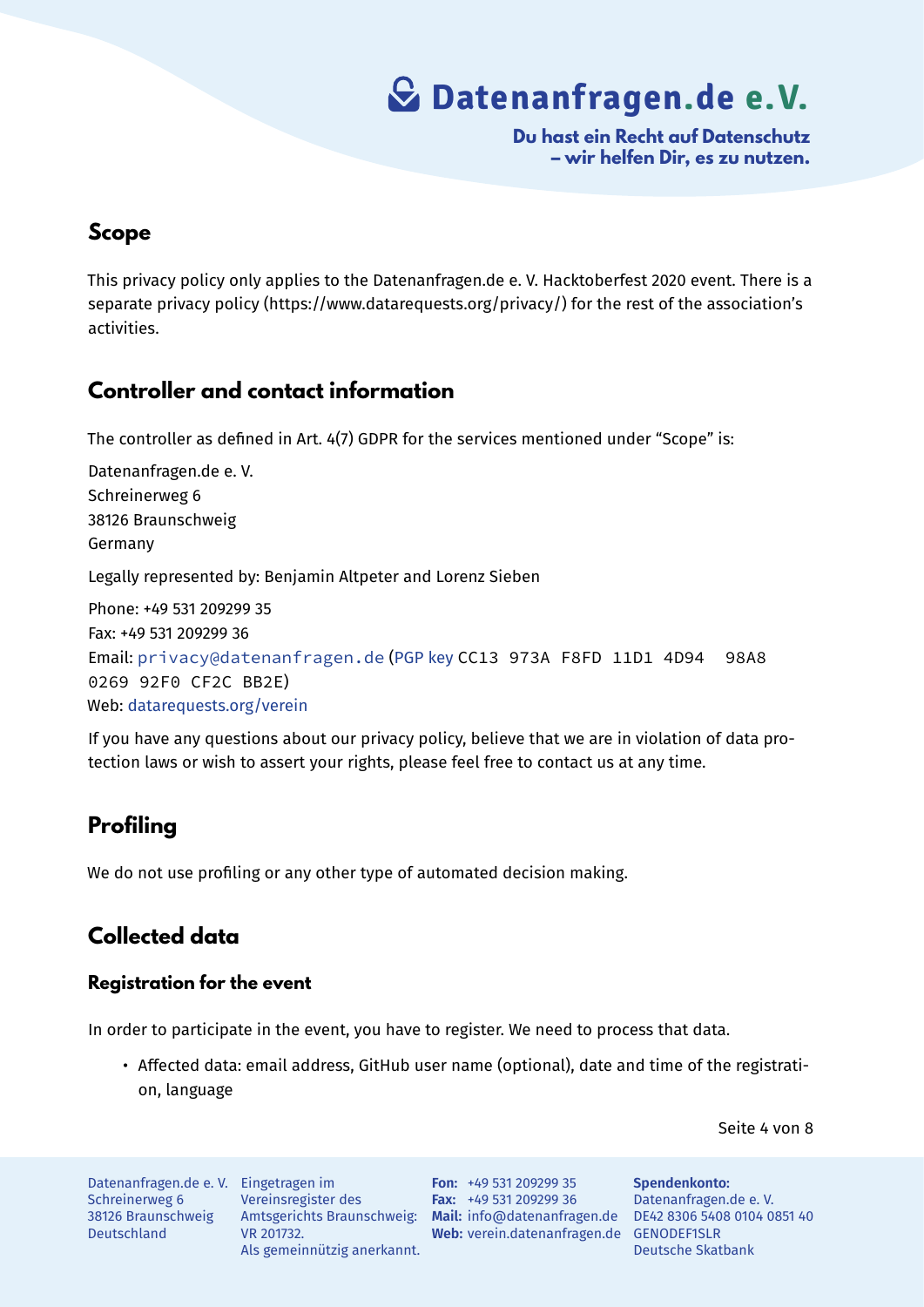## Scope

This privacy policy only applies to the Datenanfragen.de e. V. Hacktoberfest 2020 event. There is a separate privacy policy (https://www.datarequests.org/privacy/) for the rest of the association's activities.

## Controller and contact information

The controller as defined in Art. 4(7) GDPR for the services mentioned under "Scope" is:

Datenanfragen.de e. V.
Schreinerweg 6
38126 Braunschweig
Germany

Legally represented by: Benjamin Altpeter and Lorenz Sieben

Phone: +49 531 209299 35
Fax: +49 531 209299 36
Email: privacy@datenanfragen.de (PGP key CC13 973A F8FD 11D1 4D94 98A8 0269 92F0 CF2C BB2E)
Web: datarequests.org/verein

If you have any questions about our privacy policy, believe that we are in violation of data protection laws or wish to assert your rights, please feel free to contact us at any time.

## Profiling

We do not use profiling or any other type of automated decision making.

## Collected data

### Registration for the event

In order to participate in the event, you have to register. We need to process that data.

- Affected data: email address, GitHub user name (optional), date and time of the registration, language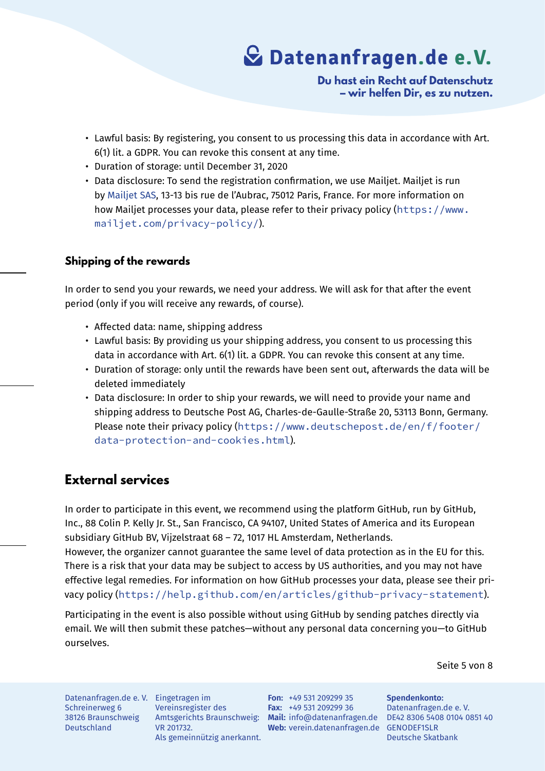- Lawful basis: By registering, you consent to us processing this data in accordance with Art. 6(1) lit. a GDPR. You can revoke this consent at any time.
- Duration of storage: until December 31, 2020
- Data disclosure: To send the registration confirmation, we use Mailjet. Mailjet is run by Mailjet SAS, 13-13 bis rue de l'Aubrac, 75012 Paris, France. For more information on how Mailjet processes your data, please refer to their privacy policy (https://www.mailjet.com/privacy-policy/).

### Shipping of the rewards

In order to send you your rewards, we need your address. We will ask for that after the event period (only if you will receive any rewards, of course).

- Affected data: name, shipping address
- Lawful basis: By providing us your shipping address, you consent to us processing this data in accordance with Art. 6(1) lit. a GDPR. You can revoke this consent at any time.
- Duration of storage: only until the rewards have been sent out, afterwards the data will be deleted immediately
- Data disclosure: In order to ship your rewards, we will need to provide your name and shipping address to Deutsche Post AG, Charles-de-Gaulle-Straße 20, 53113 Bonn, Germany. Please note their privacy policy (https://www.deutschepost.de/en/f/footer/data-protection-and-cookies.html).

## External services

In order to participate in this event, we recommend using the platform GitHub, run by GitHub, Inc., 88 Colin P. Kelly Jr. St., San Francisco, CA 94107, United States of America and its European subsidiary GitHub BV, Vijzelstraat 68 – 72, 1017 HL Amsterdam, Netherlands.
However, the organizer cannot guarantee the same level of data protection as in the EU for this. There is a risk that your data may be subject to access by US authorities, and you may not have effective legal remedies. For information on how GitHub processes your data, please see their privacy policy (https://help.github.com/en/articles/github-privacy-statement).

Participating in the event is also possible without using GitHub by sending patches directly via email. We will then submit these patches—without any personal data concerning you—to GitHub ourselves.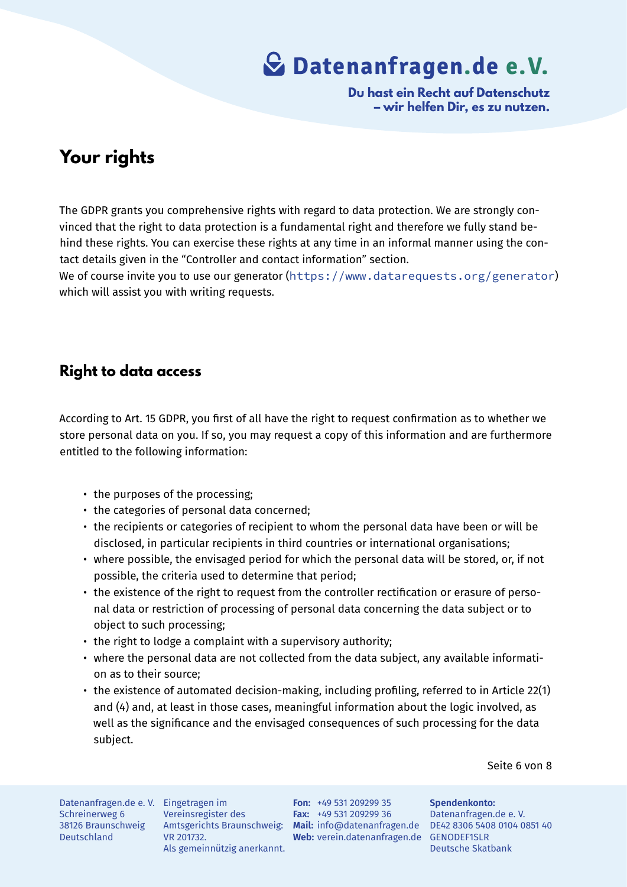## Your rights

The GDPR grants you comprehensive rights with regard to data protection. We are strongly convinced that the right to data protection is a fundamental right and therefore we fully stand behind these rights. You can exercise these rights at any time in an informal manner using the contact details given in the “Controller and contact information” section.
We of course invite you to use our generator (`https://www.datarequests.org/generator`) which will assist you with writing requests.

### Right to data access

According to Art. 15 GDPR, you first of all have the right to request confirmation as to whether we store personal data on you. If so, you may request a copy of this information and are furthermore entitled to the following information:

- the purposes of the processing;
- the categories of personal data concerned;
- the recipients or categories of recipient to whom the personal data have been or will be disclosed, in particular recipients in third countries or international organisations;
- where possible, the envisaged period for which the personal data will be stored, or, if not possible, the criteria used to determine that period;
- the existence of the right to request from the controller rectification or erasure of personal data or restriction of processing of personal data concerning the data subject or to object to such processing;
- the right to lodge a complaint with a supervisory authority;
- where the personal data are not collected from the data subject, any available information as to their source;
- the existence of automated decision-making, including profiling, referred to in Article 22(1) and (4) and, at least in those cases, meaningful information about the logic involved, as well as the significance and the envisaged consequences of such processing for the data subject.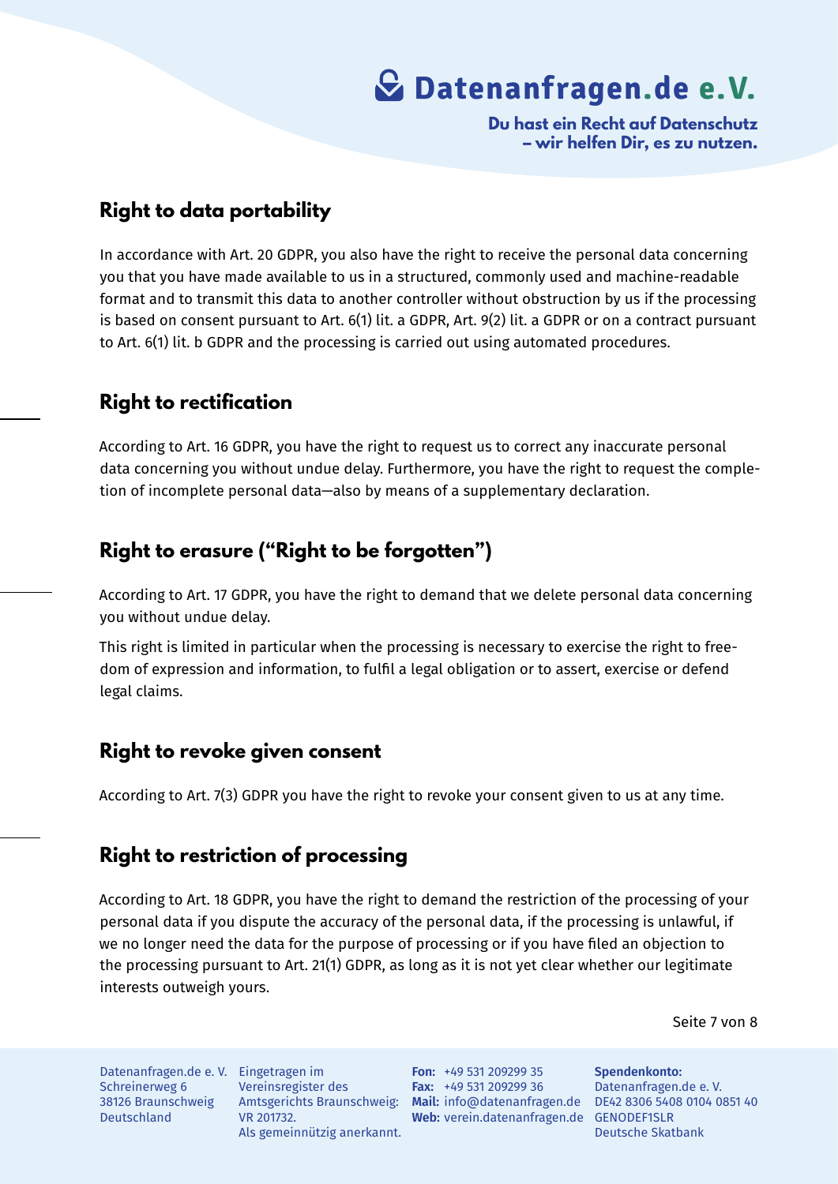## Right to data portability

In accordance with Art. 20 GDPR, you also have the right to receive the personal data concerning you that you have made available to us in a structured, commonly used and machine-readable format and to transmit this data to another controller without obstruction by us if the processing is based on consent pursuant to Art. 6(1) lit. a GDPR, Art. 9(2) lit. a GDPR or on a contract pursuant to Art. 6(1) lit. b GDPR and the processing is carried out using automated procedures.

## Right to rectification

According to Art. 16 GDPR, you have the right to request us to correct any inaccurate personal data concerning you without undue delay. Furthermore, you have the right to request the completion of incomplete personal data—also by means of a supplementary declaration.

## Right to erasure ("Right to be forgotten")

According to Art. 17 GDPR, you have the right to demand that we delete personal data concerning you without undue delay.

This right is limited in particular when the processing is necessary to exercise the right to freedom of expression and information, to fulfil a legal obligation or to assert, exercise or defend legal claims.

## Right to revoke given consent

According to Art. 7(3) GDPR you have the right to revoke your consent given to us at any time.

## Right to restriction of processing

According to Art. 18 GDPR, you have the right to demand the restriction of the processing of your personal data if you dispute the accuracy of the personal data, if the processing is unlawful, if we no longer need the data for the purpose of processing or if you have filed an objection to the processing pursuant to Art. 21(1) GDPR, as long as it is not yet clear whether our legitimate interests outweigh yours.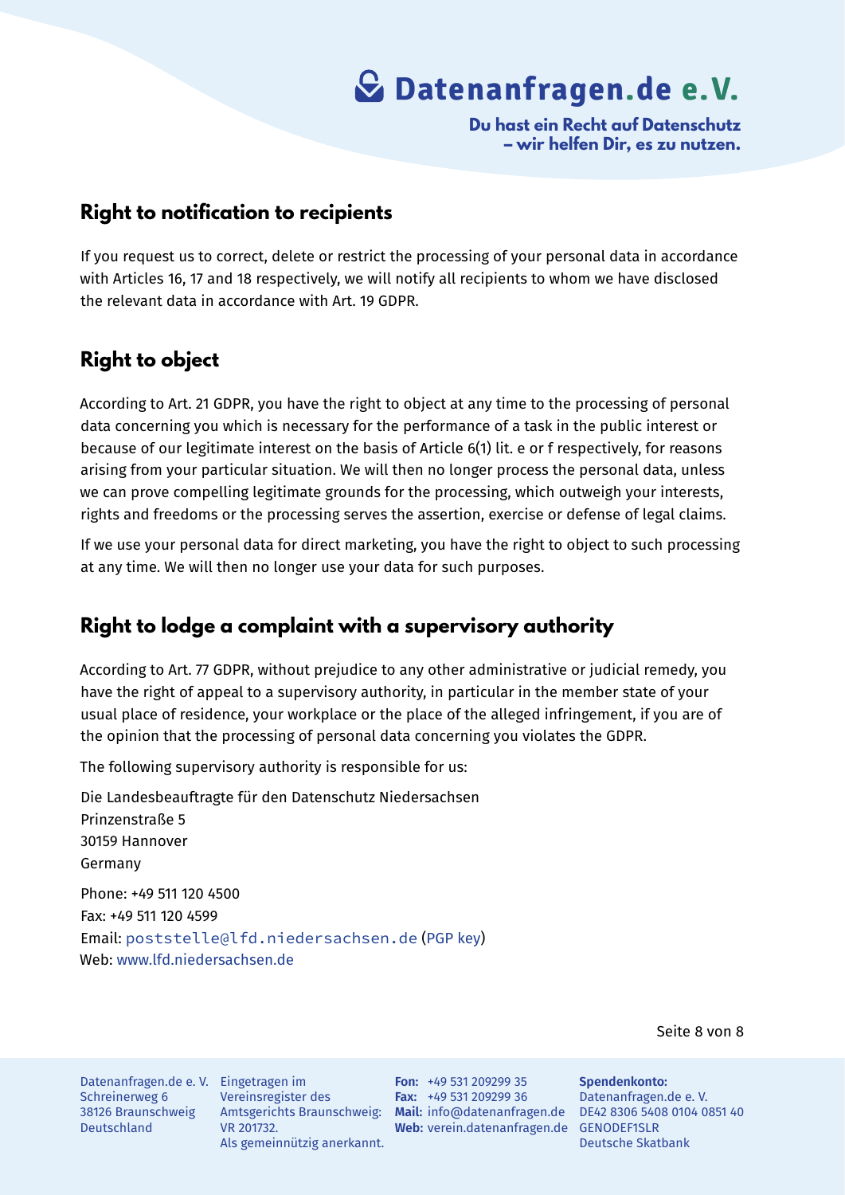## Right to notification to recipients

If you request us to correct, delete or restrict the processing of your personal data in accordance with Articles 16, 17 and 18 respectively, we will notify all recipients to whom we have disclosed the relevant data in accordance with Art. 19 GDPR.

## Right to object

According to Art. 21 GDPR, you have the right to object at any time to the processing of personal data concerning you which is necessary for the performance of a task in the public interest or because of our legitimate interest on the basis of Article 6(1) lit. e or f respectively, for reasons arising from your particular situation. We will then no longer process the personal data, unless we can prove compelling legitimate grounds for the processing, which outweigh your interests, rights and freedoms or the processing serves the assertion, exercise or defense of legal claims.

If we use your personal data for direct marketing, you have the right to object to such processing at any time. We will then no longer use your data for such purposes.

## Right to lodge a complaint with a supervisory authority

According to Art. 77 GDPR, without prejudice to any other administrative or judicial remedy, you have the right of appeal to a supervisory authority, in particular in the member state of your usual place of residence, your workplace or the place of the alleged infringement, if you are of the opinion that the processing of personal data concerning you violates the GDPR.

The following supervisory authority is responsible for us:

Die Landesbeauftragte für den Datenschutz Niedersachsen
Prinzenstraße 5
30159 Hannover
Germany

Phone: +49 511 120 4500
Fax: +49 511 120 4599
Email: `poststelle@lfd.niedersachsen.de` (PGP key)
Web: www.lfd.niedersachsen.de